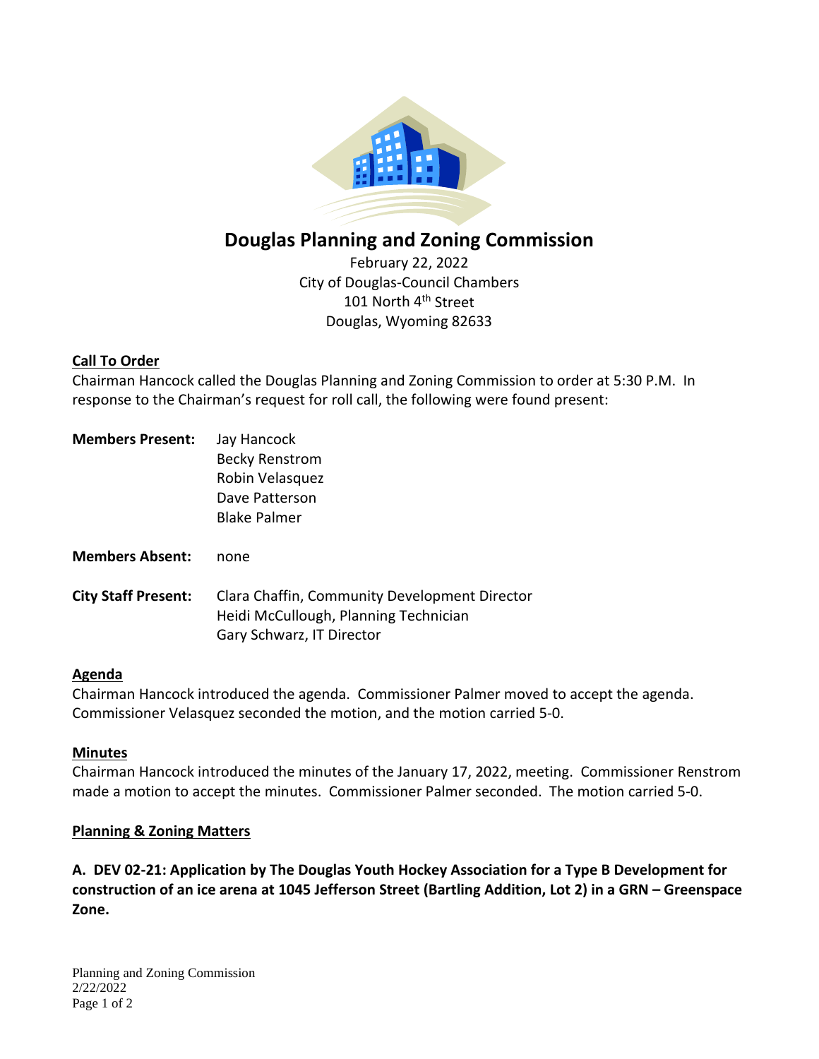# Douglas Planning and Zoning Commission

February 22, 2022
City of Douglas-Council Chambers
101 North 4th Street
Douglas, Wyoming 82633

## Call To Order

Chairman Hancock called the Douglas Planning and Zoning Commission to order at 5:30 P.M. In response to the Chairman's request for roll call, the following were found present:

**Members Present:** Jay Hancock
Becky Renstrom
Robin Velasquez
Dave Patterson
Blake Palmer

**Members Absent:** none

**City Staff Present:** Clara Chaffin, Community Development Director
Heidi McCullough, Planning Technician
Gary Schwarz, IT Director

## Agenda

Chairman Hancock introduced the agenda. Commissioner Palmer moved to accept the agenda. Commissioner Velasquez seconded the motion, and the motion carried 5-0.

## Minutes

Chairman Hancock introduced the minutes of the January 17, 2022, meeting. Commissioner Renstrom made a motion to accept the minutes. Commissioner Palmer seconded. The motion carried 5-0.

## Planning & Zoning Matters

**A. DEV 02-21: Application by The Douglas Youth Hockey Association for a Type B Development for construction of an ice arena at 1045 Jefferson Street (Bartling Addition, Lot 2) in a GRN – Greenspace Zone.**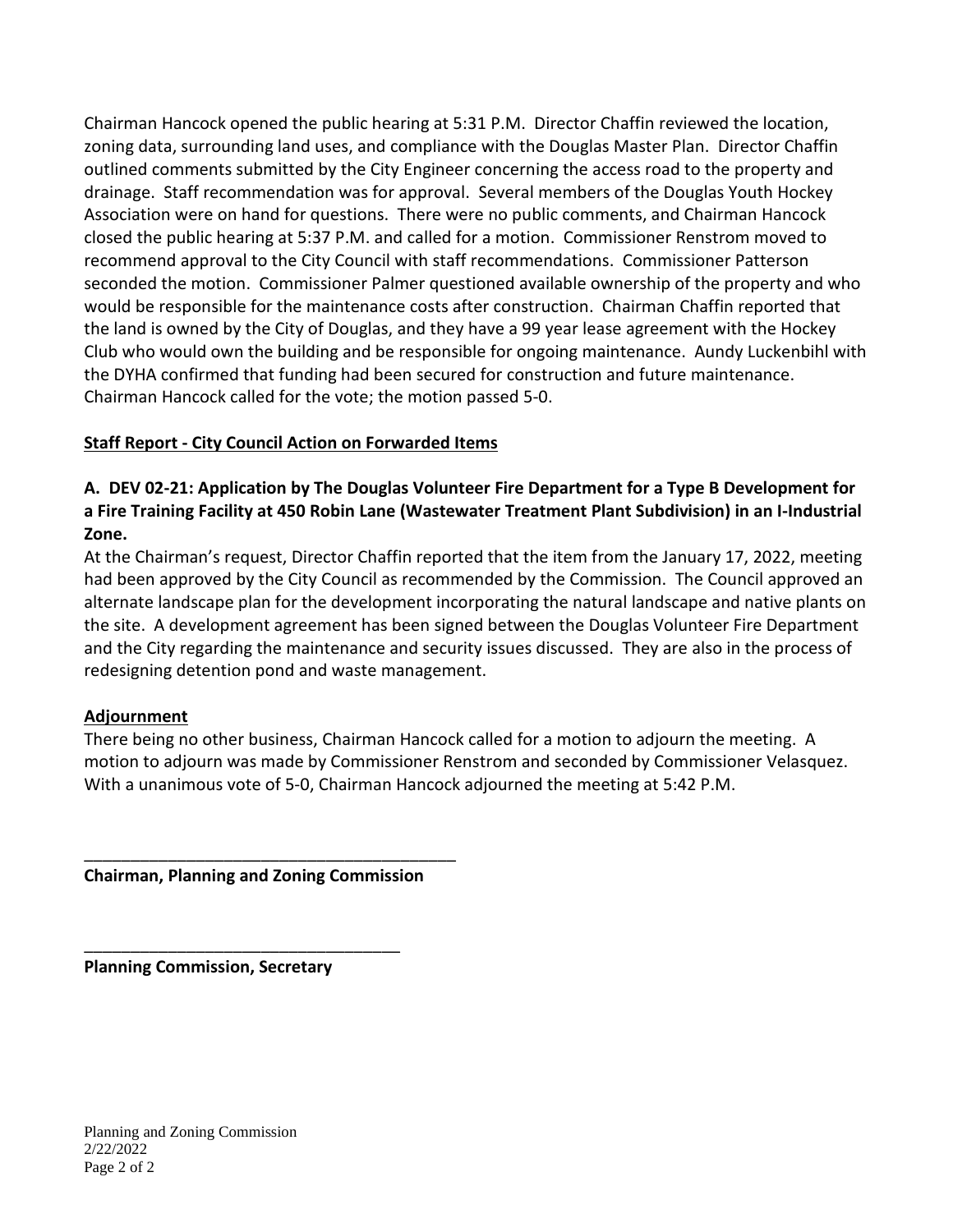Chairman Hancock opened the public hearing at 5:31 P.M. Director Chaffin reviewed the location, zoning data, surrounding land uses, and compliance with the Douglas Master Plan. Director Chaffin outlined comments submitted by the City Engineer concerning the access road to the property and drainage. Staff recommendation was for approval. Several members of the Douglas Youth Hockey Association were on hand for questions. There were no public comments, and Chairman Hancock closed the public hearing at 5:37 P.M. and called for a motion. Commissioner Renstrom moved to recommend approval to the City Council with staff recommendations. Commissioner Patterson seconded the motion. Commissioner Palmer questioned available ownership of the property and who would be responsible for the maintenance costs after construction. Chairman Chaffin reported that the land is owned by the City of Douglas, and they have a 99 year lease agreement with the Hockey Club who would own the building and be responsible for ongoing maintenance. Aundy Luckenbihl with the DYHA confirmed that funding had been secured for construction and future maintenance. Chairman Hancock called for the vote; the motion passed 5-0.

**<u>Staff Report - City Council Action on Forwarded Items</u>**

**A. DEV 02-21: Application by The Douglas Volunteer Fire Department for a Type B Development for a Fire Training Facility at 450 Robin Lane (Wastewater Treatment Plant Subdivision) in an I-Industrial Zone.**

At the Chairman's request, Director Chaffin reported that the item from the January 17, 2022, meeting had been approved by the City Council as recommended by the Commission. The Council approved an alternate landscape plan for the development incorporating the natural landscape and native plants on the site. A development agreement has been signed between the Douglas Volunteer Fire Department and the City regarding the maintenance and security issues discussed. They are also in the process of redesigning detention pond and waste management.

**<u>Adjournment</u>**

There being no other business, Chairman Hancock called for a motion to adjourn the meeting. A motion to adjourn was made by Commissioner Renstrom and seconded by Commissioner Velasquez. With a unanimous vote of 5-0, Chairman Hancock adjourned the meeting at 5:42 P.M.

\_\_\_\_\_\_\_\_\_\_\_\_\_\_\_\_\_\_\_\_\_\_\_\_\_\_\_\_\_\_\_\_\_\_\_\_\_\_\_\_\_\_

**Chairman, Planning and Zoning Commission**

\_\_\_\_\_\_\_\_\_\_\_\_\_\_\_\_\_\_\_\_\_\_\_\_\_\_\_\_\_\_\_\_\_\_\_\_

**Planning Commission, Secretary**